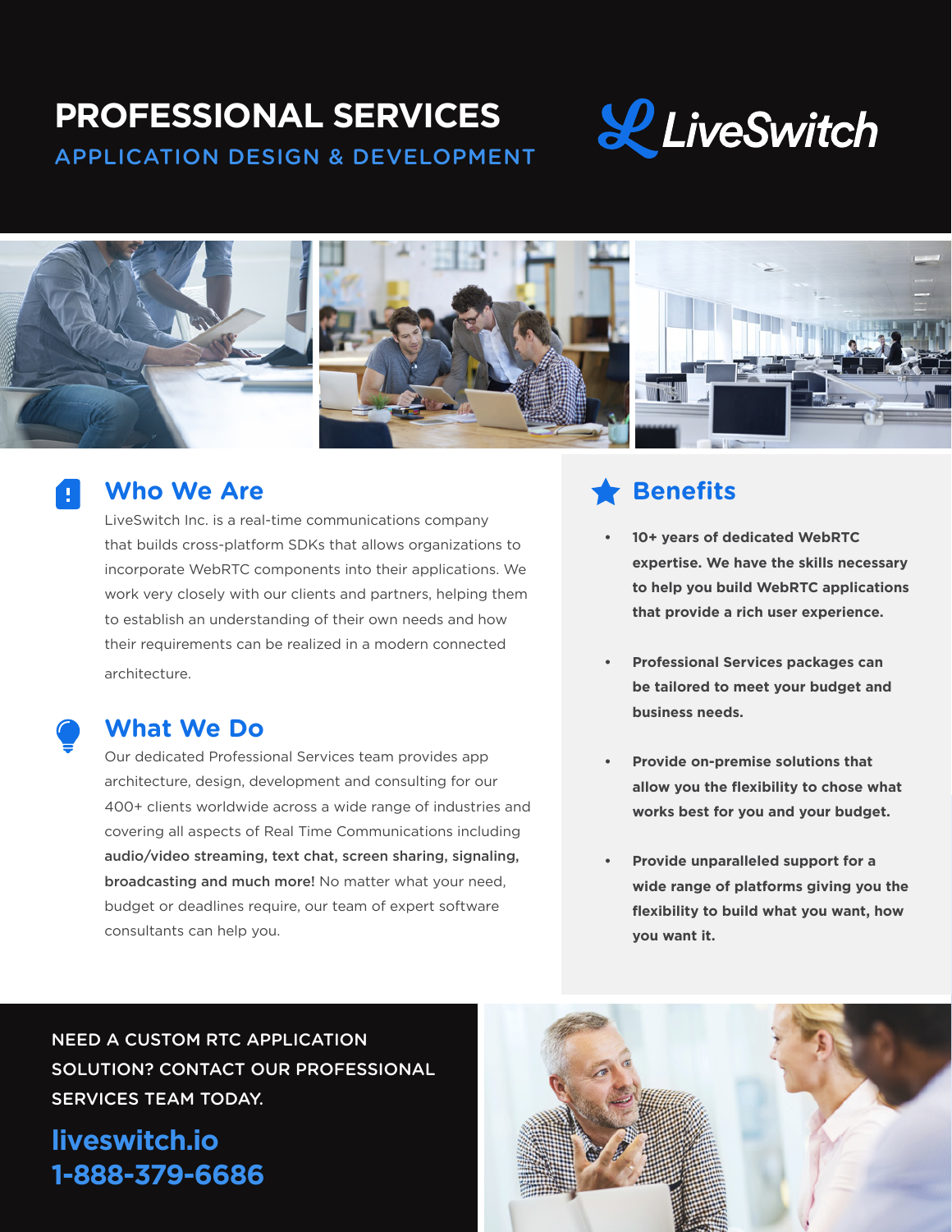# PROFESSIONAL SERVICES

## APPLICATION DESIGN & DEVELOPMENT

LiveSwitch

## Who We Are

LiveSwitch Inc. is a real-time communications company that builds cross-platform SDKs that allows organizations to incorporate WebRTC components into their applications. We work very closely with our clients and partners, helping them to establish an understanding of their own needs and how their requirements can be realized in a modern connected architecture.

## What We Do

Our dedicated Professional Services team provides app architecture, design, development and consulting for our 400+ clients worldwide across a wide range of industries and covering all aspects of Real Time Communications including **audio/video streaming, text chat, screen sharing, signaling, broadcasting and much more!** No matter what your need, budget or deadlines require, our team of expert software consultants can help you.

## Benefits

- **10+ years of dedicated WebRTC expertise. We have the skills necessary to help you build WebRTC applications that provide a rich user experience.**
- **Professional Services packages can be tailored to meet your budget and business needs.**
- **Provide on-premise solutions that allow you the flexibility to chose what works best for you and your budget.**
- **Provide unparalleled support for a wide range of platforms giving you the flexibility to build what you want, how you want it.**

NEED A CUSTOM RTC APPLICATION SOLUTION? CONTACT OUR PROFESSIONAL SERVICES TEAM TODAY.

**liveswitch.io**
**1-888-379-6686**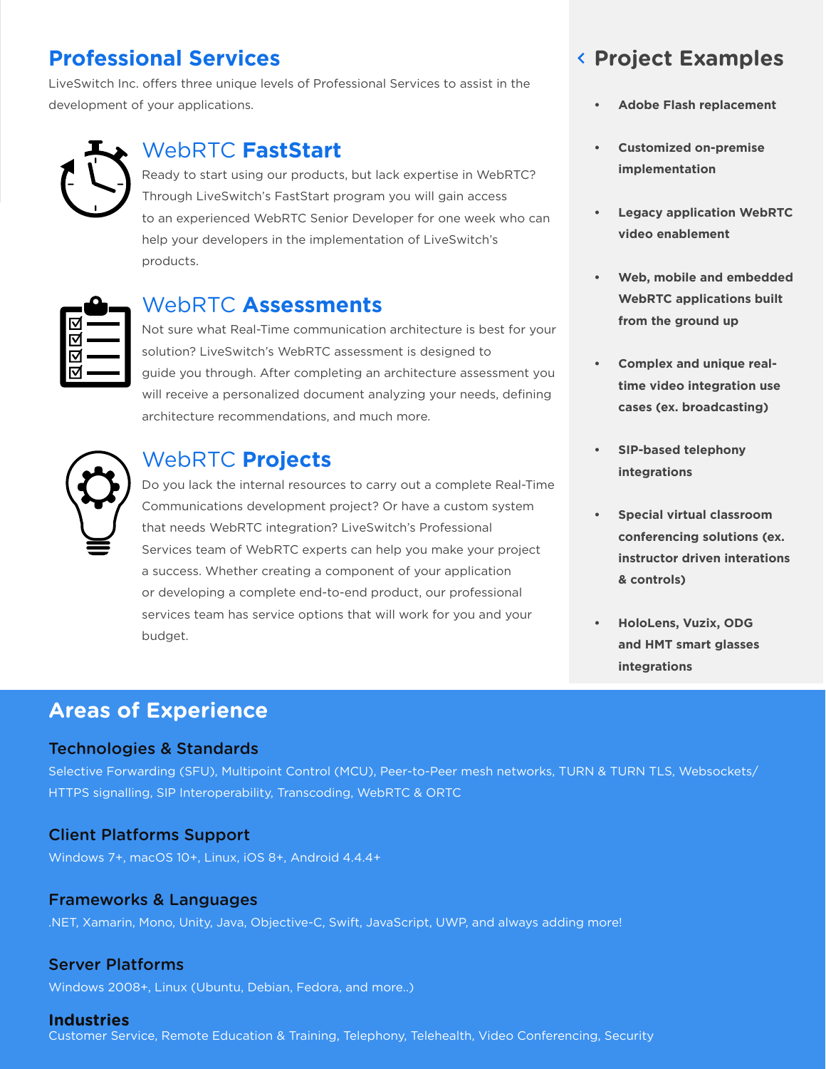## Professional Services

LiveSwitch Inc. offers three unique levels of Professional Services to assist in the development of your applications.

### WebRTC **FastStart**

Ready to start using our products, but lack expertise in WebRTC? Through LiveSwitch's FastStart program you will gain access to an experienced WebRTC Senior Developer for one week who can help your developers in the implementation of LiveSwitch's products.

### WebRTC **Assessments**

Not sure what Real-Time communication architecture is best for your solution? LiveSwitch's WebRTC assessment is designed to guide you through. After completing an architecture assessment you will receive a personalized document analyzing your needs, defining architecture recommendations, and much more.

### WebRTC **Projects**

Do you lack the internal resources to carry out a complete Real-Time Communications development project? Or have a custom system that needs WebRTC integration? LiveSwitch's Professional Services team of WebRTC experts can help you make your project a success. Whether creating a component of your application or developing a complete end-to-end product, our professional services team has service options that will work for you and your budget.

## Project Examples

- **Adobe Flash replacement**
- **Customized on-premise implementation**
- **Legacy application WebRTC video enablement**
- **Web, mobile and embedded WebRTC applications built from the ground up**
- **Complex and unique real-time video integration use cases (ex. broadcasting)**
- **SIP-based telephony integrations**
- **Special virtual classroom conferencing solutions (ex. instructor driven interations & controls)**
- **HoloLens, Vuzix, ODG and HMT smart glasses integrations**

## Areas of Experience

### Technologies & Standards

Selective Forwarding (SFU), Multipoint Control (MCU), Peer-to-Peer mesh networks, TURN & TURN TLS, Websockets/HTTPS signalling, SIP Interoperability, Transcoding, WebRTC & ORTC

### Client Platforms Support

Windows 7+, macOS 10+, Linux, iOS 8+, Android 4.4.4+

### Frameworks & Languages

.NET, Xamarin, Mono, Unity, Java, Objective-C, Swift, JavaScript, UWP, and always adding more!

### Server Platforms

Windows 2008+, Linux (Ubuntu, Debian, Fedora, and more..)

### Industries

Customer Service, Remote Education & Training, Telephony, Telehealth, Video Conferencing, Security